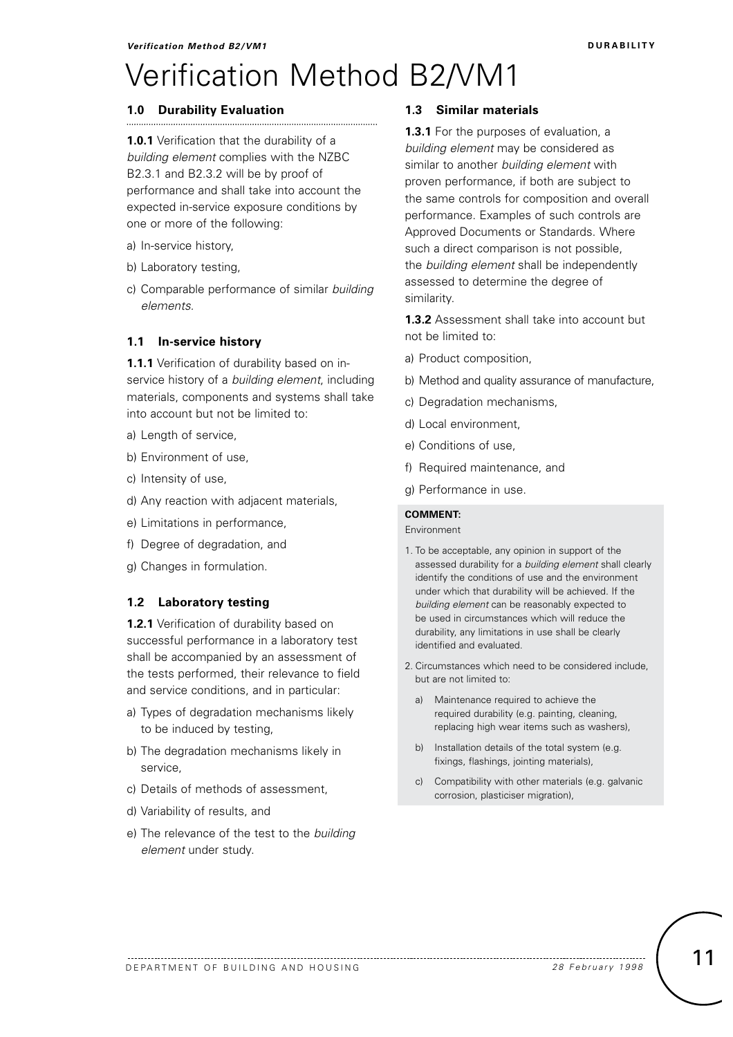# Verification Method B2/VM1

## 1.0 Durability Evaluation

**1.0.1** Verification that the durability of a *building element* complies with the NZBC B2.3.1 and B2.3.2 will be by proof of performance and shall take into account the expected in-service exposure conditions by one or more of the following:

a) In-service history,

b) Laboratory testing,

c) Comparable performance of similar *building elements*.

### 1.1 In-service history

**1.1.1** Verification of durability based on in-service history of a *building element*, including materials, components and systems shall take into account but not be limited to:

a) Length of service,

b) Environment of use,

c) Intensity of use,

d) Any reaction with adjacent materials,

e) Limitations in performance,

f) Degree of degradation, and

g) Changes in formulation.

### 1.2 Laboratory testing

**1.2.1** Verification of durability based on successful performance in a laboratory test shall be accompanied by an assessment of the tests performed, their relevance to field and service conditions, and in particular:

a) Types of degradation mechanisms likely to be induced by testing,

b) The degradation mechanisms likely in service,

c) Details of methods of assessment,

d) Variability of results, and

e) The relevance of the test to the *building element* under study.

### 1.3 Similar materials

**1.3.1** For the purposes of evaluation, a *building element* may be considered as similar to another *building element* with proven performance, if both are subject to the same controls for composition and overall performance. Examples of such controls are Approved Documents or Standards. Where such a direct comparison is not possible, the *building element* shall be independently assessed to determine the degree of similarity.

**1.3.2** Assessment shall take into account but not be limited to:

a) Product composition,

b) Method and quality assurance of manufacture,

c) Degradation mechanisms,

d) Local environment,

e) Conditions of use,

f) Required maintenance, and

g) Performance in use.

**COMMENT:**

Environment

1. To be acceptable, any opinion in support of the assessed durability for a *building element* shall clearly identify the conditions of use and the environment under which that durability will be achieved. If the *building element* can be reasonably expected to be used in circumstances which will reduce the durability, any limitations in use shall be clearly identified and evaluated.

2. Circumstances which need to be considered include, but are not limited to:

   a) Maintenance required to achieve the required durability (e.g. painting, cleaning, replacing high wear items such as washers),

   b) Installation details of the total system (e.g. fixings, flashings, jointing materials),

   c) Compatibility with other materials (e.g. galvanic corrosion, plasticiser migration),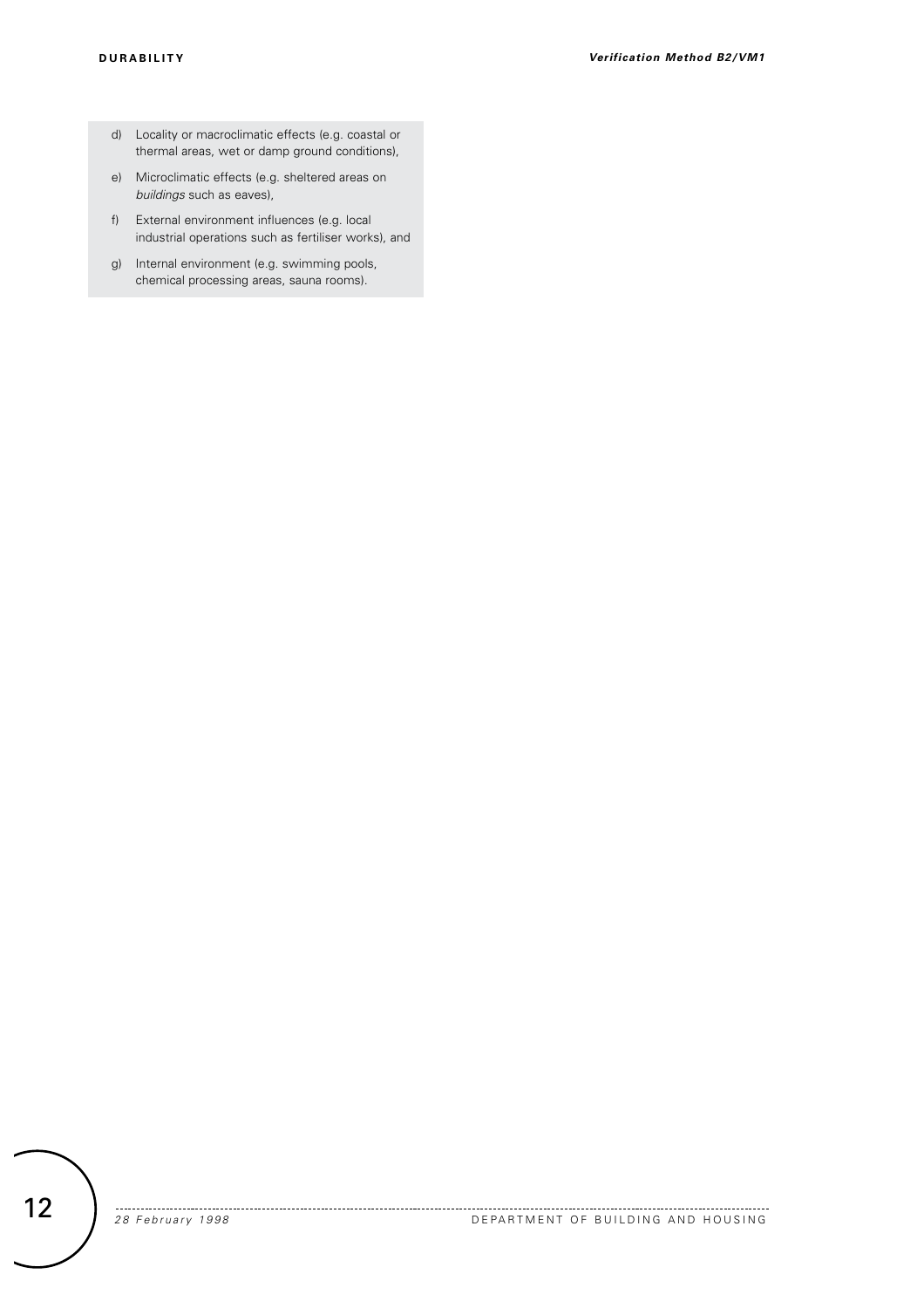d) Locality or macroclimatic effects (e.g. coastal or thermal areas, wet or damp ground conditions),

e) Microclimatic effects (e.g. sheltered areas on *buildings* such as eaves),

f) External environment influences (e.g. local industrial operations such as fertiliser works), and

g) Internal environment (e.g. swimming pools, chemical processing areas, sauna rooms).